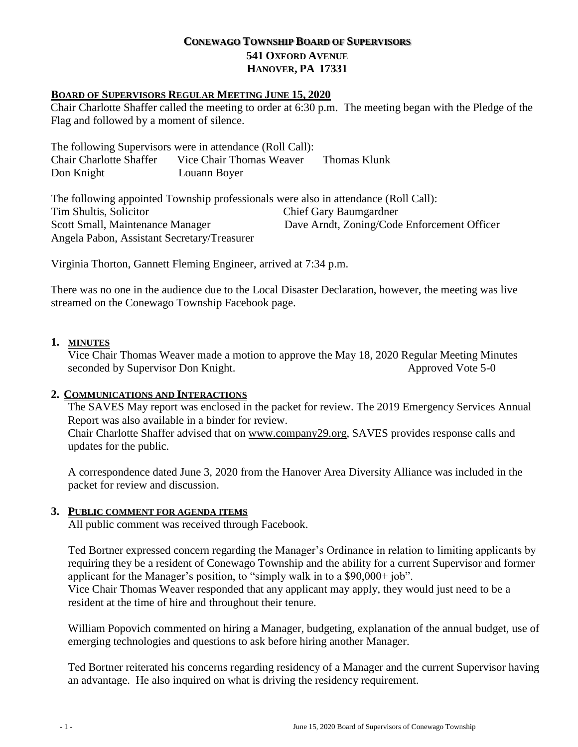# CONEWAGO TOWNSHIP BOARD OF SUPERVISORS

**541 OXFORD AVENUE**
**HANOVER, PA 17331**

## BOARD OF SUPERVISORS REGULAR MEETING JUNE 15, 2020

Chair Charlotte Shaffer called the meeting to order at 6:30 p.m. The meeting began with the Pledge of the Flag and followed by a moment of silence.

The following Supervisors were in attendance (Roll Call):

Chair Charlotte Shaffer &nbsp;&nbsp; Vice Chair Thomas Weaver &nbsp;&nbsp; Thomas Klunk
Don Knight &nbsp;&nbsp; Louann Boyer

The following appointed Township professionals were also in attendance (Roll Call):

Tim Shultis, Solicitor &nbsp;&nbsp; Chief Gary Baumgardner
Scott Small, Maintenance Manager &nbsp;&nbsp; Dave Arndt, Zoning/Code Enforcement Officer
Angela Pabon, Assistant Secretary/Treasurer

Virginia Thorton, Gannett Fleming Engineer, arrived at 7:34 p.m.

There was no one in the audience due to the Local Disaster Declaration, however, the meeting was live streamed on the Conewago Township Facebook page.

### 1. MINUTES

Vice Chair Thomas Weaver made a motion to approve the May 18, 2020 Regular Meeting Minutes seconded by Supervisor Don Knight. Approved Vote 5-0

### 2. COMMUNICATIONS AND INTERACTIONS

The SAVES May report was enclosed in the packet for review. The 2019 Emergency Services Annual Report was also available in a binder for review.

Chair Charlotte Shaffer advised that on www.company29.org, SAVES provides response calls and updates for the public.

A correspondence dated June 3, 2020 from the Hanover Area Diversity Alliance was included in the packet for review and discussion.

### 3. PUBLIC COMMENT FOR AGENDA ITEMS

All public comment was received through Facebook.

Ted Bortner expressed concern regarding the Manager's Ordinance in relation to limiting applicants by requiring they be a resident of Conewago Township and the ability for a current Supervisor and former applicant for the Manager's position, to "simply walk in to a $90,000+ job".

Vice Chair Thomas Weaver responded that any applicant may apply, they would just need to be a resident at the time of hire and throughout their tenure.

William Popovich commented on hiring a Manager, budgeting, explanation of the annual budget, use of emerging technologies and questions to ask before hiring another Manager.

Ted Bortner reiterated his concerns regarding residency of a Manager and the current Supervisor having an advantage. He also inquired on what is driving the residency requirement.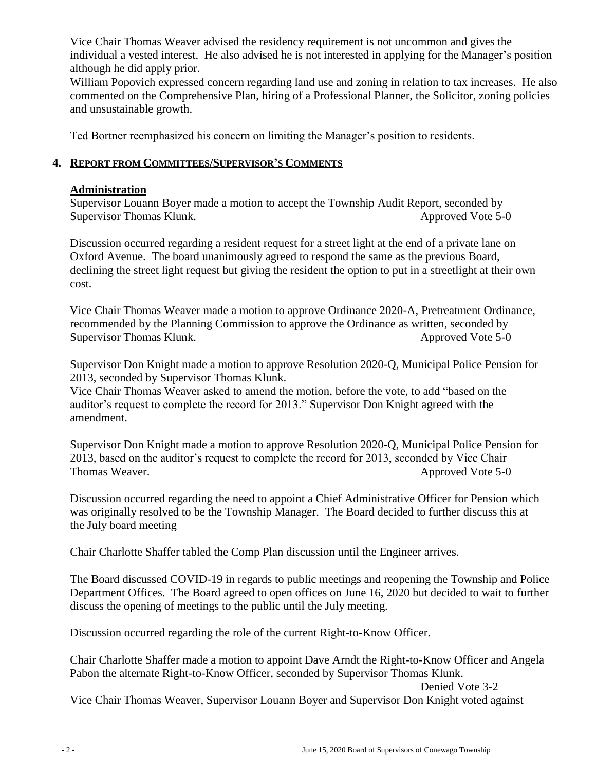Vice Chair Thomas Weaver advised the residency requirement is not uncommon and gives the individual a vested interest. He also advised he is not interested in applying for the Manager's position although he did apply prior.

William Popovich expressed concern regarding land use and zoning in relation to tax increases. He also commented on the Comprehensive Plan, hiring of a Professional Planner, the Solicitor, zoning policies and unsustainable growth.

Ted Bortner reemphasized his concern on limiting the Manager's position to residents.

## 4. REPORT FROM COMMITTEES/SUPERVISOR'S COMMENTS

### Administration

Supervisor Louann Boyer made a motion to accept the Township Audit Report, seconded by Supervisor Thomas Klunk. Approved Vote 5-0

Discussion occurred regarding a resident request for a street light at the end of a private lane on Oxford Avenue. The board unanimously agreed to respond the same as the previous Board, declining the street light request but giving the resident the option to put in a streetlight at their own cost.

Vice Chair Thomas Weaver made a motion to approve Ordinance 2020-A, Pretreatment Ordinance, recommended by the Planning Commission to approve the Ordinance as written, seconded by Supervisor Thomas Klunk. Approved Vote 5-0

Supervisor Don Knight made a motion to approve Resolution 2020-Q, Municipal Police Pension for 2013, seconded by Supervisor Thomas Klunk.

Vice Chair Thomas Weaver asked to amend the motion, before the vote, to add "based on the auditor's request to complete the record for 2013." Supervisor Don Knight agreed with the amendment.

Supervisor Don Knight made a motion to approve Resolution 2020-Q, Municipal Police Pension for 2013, based on the auditor's request to complete the record for 2013, seconded by Vice Chair Thomas Weaver. Approved Vote 5-0

Discussion occurred regarding the need to appoint a Chief Administrative Officer for Pension which was originally resolved to be the Township Manager. The Board decided to further discuss this at the July board meeting

Chair Charlotte Shaffer tabled the Comp Plan discussion until the Engineer arrives.

The Board discussed COVID-19 in regards to public meetings and reopening the Township and Police Department Offices. The Board agreed to open offices on June 16, 2020 but decided to wait to further discuss the opening of meetings to the public until the July meeting.

Discussion occurred regarding the role of the current Right-to-Know Officer.

Chair Charlotte Shaffer made a motion to appoint Dave Arndt the Right-to-Know Officer and Angela Pabon the alternate Right-to-Know Officer, seconded by Supervisor Thomas Klunk. Denied Vote 3-2

Vice Chair Thomas Weaver, Supervisor Louann Boyer and Supervisor Don Knight voted against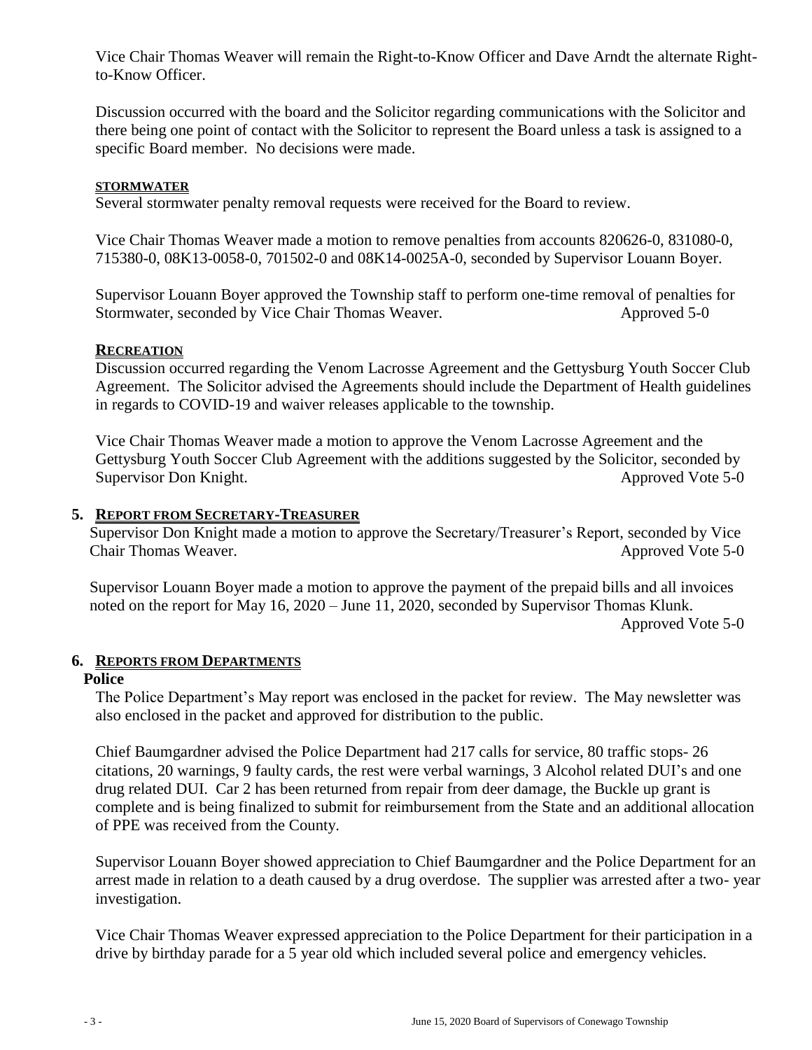Vice Chair Thomas Weaver will remain the Right-to-Know Officer and Dave Arndt the alternate Right-to-Know Officer.

Discussion occurred with the board and the Solicitor regarding communications with the Solicitor and there being one point of contact with the Solicitor to represent the Board unless a task is assigned to a specific Board member. No decisions were made.

**STORMWATER**

Several stormwater penalty removal requests were received for the Board to review.

Vice Chair Thomas Weaver made a motion to remove penalties from accounts 820626-0, 831080-0, 715380-0, 08K13-0058-0, 701502-0 and 08K14-0025A-0, seconded by Supervisor Louann Boyer.

Supervisor Louann Boyer approved the Township staff to perform one-time removal of penalties for Stormwater, seconded by Vice Chair Thomas Weaver. Approved 5-0

**RECREATION**

Discussion occurred regarding the Venom Lacrosse Agreement and the Gettysburg Youth Soccer Club Agreement. The Solicitor advised the Agreements should include the Department of Health guidelines in regards to COVID-19 and waiver releases applicable to the township.

Vice Chair Thomas Weaver made a motion to approve the Venom Lacrosse Agreement and the Gettysburg Youth Soccer Club Agreement with the additions suggested by the Solicitor, seconded by Supervisor Don Knight. Approved Vote 5-0

## 5. REPORT FROM SECRETARY-TREASURER

Supervisor Don Knight made a motion to approve the Secretary/Treasurer's Report, seconded by Vice Chair Thomas Weaver. Approved Vote 5-0

Supervisor Louann Boyer made a motion to approve the payment of the prepaid bills and all invoices noted on the report for May 16, 2020 – June 11, 2020, seconded by Supervisor Thomas Klunk. Approved Vote 5-0

## 6. REPORTS FROM DEPARTMENTS

**Police**

The Police Department's May report was enclosed in the packet for review. The May newsletter was also enclosed in the packet and approved for distribution to the public.

Chief Baumgardner advised the Police Department had 217 calls for service, 80 traffic stops- 26 citations, 20 warnings, 9 faulty cards, the rest were verbal warnings, 3 Alcohol related DUI's and one drug related DUI. Car 2 has been returned from repair from deer damage, the Buckle up grant is complete and is being finalized to submit for reimbursement from the State and an additional allocation of PPE was received from the County.

Supervisor Louann Boyer showed appreciation to Chief Baumgardner and the Police Department for an arrest made in relation to a death caused by a drug overdose. The supplier was arrested after a two- year investigation.

Vice Chair Thomas Weaver expressed appreciation to the Police Department for their participation in a drive by birthday parade for a 5 year old which included several police and emergency vehicles.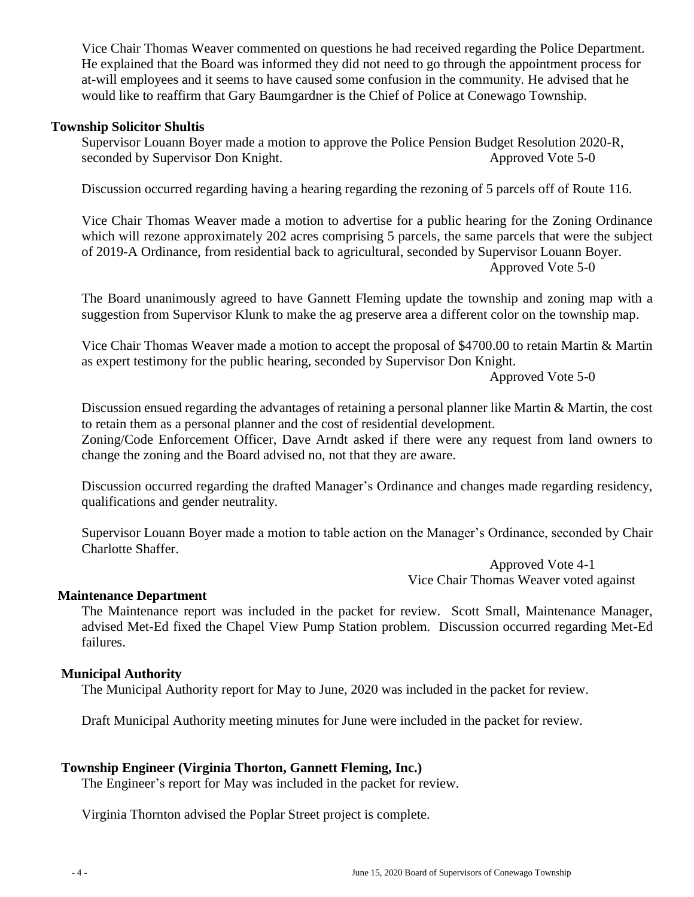Vice Chair Thomas Weaver commented on questions he had received regarding the Police Department. He explained that the Board was informed they did not need to go through the appointment process for at-will employees and it seems to have caused some confusion in the community. He advised that he would like to reaffirm that Gary Baumgardner is the Chief of Police at Conewago Township.

**Township Solicitor Shultis**

Supervisor Louann Boyer made a motion to approve the Police Pension Budget Resolution 2020-R, seconded by Supervisor Don Knight. Approved Vote 5-0

Discussion occurred regarding having a hearing regarding the rezoning of 5 parcels off of Route 116.

Vice Chair Thomas Weaver made a motion to advertise for a public hearing for the Zoning Ordinance which will rezone approximately 202 acres comprising 5 parcels, the same parcels that were the subject of 2019-A Ordinance, from residential back to agricultural, seconded by Supervisor Louann Boyer.
Approved Vote 5-0

The Board unanimously agreed to have Gannett Fleming update the township and zoning map with a suggestion from Supervisor Klunk to make the ag preserve area a different color on the township map.

Vice Chair Thomas Weaver made a motion to accept the proposal of $4700.00 to retain Martin & Martin as expert testimony for the public hearing, seconded by Supervisor Don Knight.
Approved Vote 5-0

Discussion ensued regarding the advantages of retaining a personal planner like Martin & Martin, the cost to retain them as a personal planner and the cost of residential development.
Zoning/Code Enforcement Officer, Dave Arndt asked if there were any request from land owners to change the zoning and the Board advised no, not that they are aware.

Discussion occurred regarding the drafted Manager's Ordinance and changes made regarding residency, qualifications and gender neutrality.

Supervisor Louann Boyer made a motion to table action on the Manager's Ordinance, seconded by Chair Charlotte Shaffer.

Approved Vote 4-1
Vice Chair Thomas Weaver voted against

**Maintenance Department**

The Maintenance report was included in the packet for review. Scott Small, Maintenance Manager, advised Met-Ed fixed the Chapel View Pump Station problem. Discussion occurred regarding Met-Ed failures.

**Municipal Authority**

The Municipal Authority report for May to June, 2020 was included in the packet for review.

Draft Municipal Authority meeting minutes for June were included in the packet for review.

**Township Engineer (Virginia Thorton, Gannett Fleming, Inc.)**

The Engineer's report for May was included in the packet for review.

Virginia Thornton advised the Poplar Street project is complete.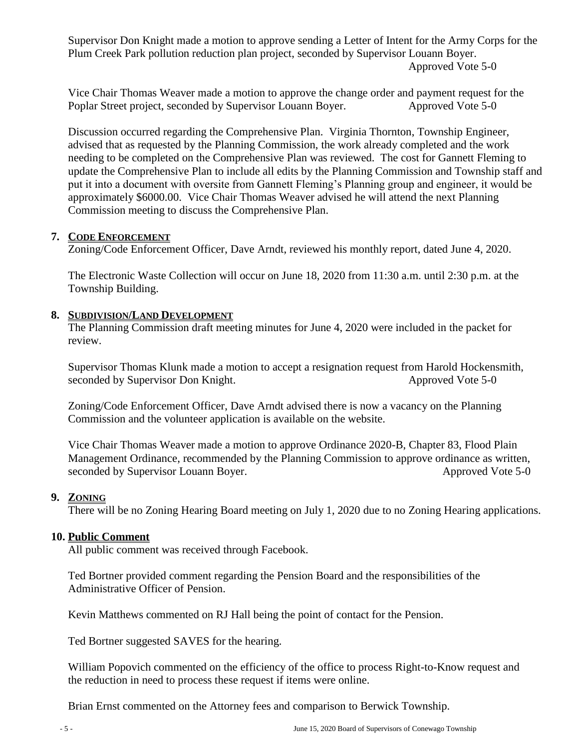Supervisor Don Knight made a motion to approve sending a Letter of Intent for the Army Corps for the Plum Creek Park pollution reduction plan project, seconded by Supervisor Louann Boyer.
Approved Vote 5-0

Vice Chair Thomas Weaver made a motion to approve the change order and payment request for the Poplar Street project, seconded by Supervisor Louann Boyer. Approved Vote 5-0

Discussion occurred regarding the Comprehensive Plan. Virginia Thornton, Township Engineer, advised that as requested by the Planning Commission, the work already completed and the work needing to be completed on the Comprehensive Plan was reviewed. The cost for Gannett Fleming to update the Comprehensive Plan to include all edits by the Planning Commission and Township staff and put it into a document with oversite from Gannett Fleming's Planning group and engineer, it would be approximately $6000.00. Vice Chair Thomas Weaver advised he will attend the next Planning Commission meeting to discuss the Comprehensive Plan.

## 7. CODE ENFORCEMENT

Zoning/Code Enforcement Officer, Dave Arndt, reviewed his monthly report, dated June 4, 2020.

The Electronic Waste Collection will occur on June 18, 2020 from 11:30 a.m. until 2:30 p.m. at the Township Building.

## 8. SUBDIVISION/LAND DEVELOPMENT

The Planning Commission draft meeting minutes for June 4, 2020 were included in the packet for review.

Supervisor Thomas Klunk made a motion to accept a resignation request from Harold Hockensmith, seconded by Supervisor Don Knight. Approved Vote 5-0

Zoning/Code Enforcement Officer, Dave Arndt advised there is now a vacancy on the Planning Commission and the volunteer application is available on the website.

Vice Chair Thomas Weaver made a motion to approve Ordinance 2020-B, Chapter 83, Flood Plain Management Ordinance, recommended by the Planning Commission to approve ordinance as written, seconded by Supervisor Louann Boyer. Approved Vote 5-0

## 9. ZONING

There will be no Zoning Hearing Board meeting on July 1, 2020 due to no Zoning Hearing applications.

## 10. Public Comment

All public comment was received through Facebook.

Ted Bortner provided comment regarding the Pension Board and the responsibilities of the Administrative Officer of Pension.

Kevin Matthews commented on RJ Hall being the point of contact for the Pension.

Ted Bortner suggested SAVES for the hearing.

William Popovich commented on the efficiency of the office to process Right-to-Know request and the reduction in need to process these request if items were online.

Brian Ernst commented on the Attorney fees and comparison to Berwick Township.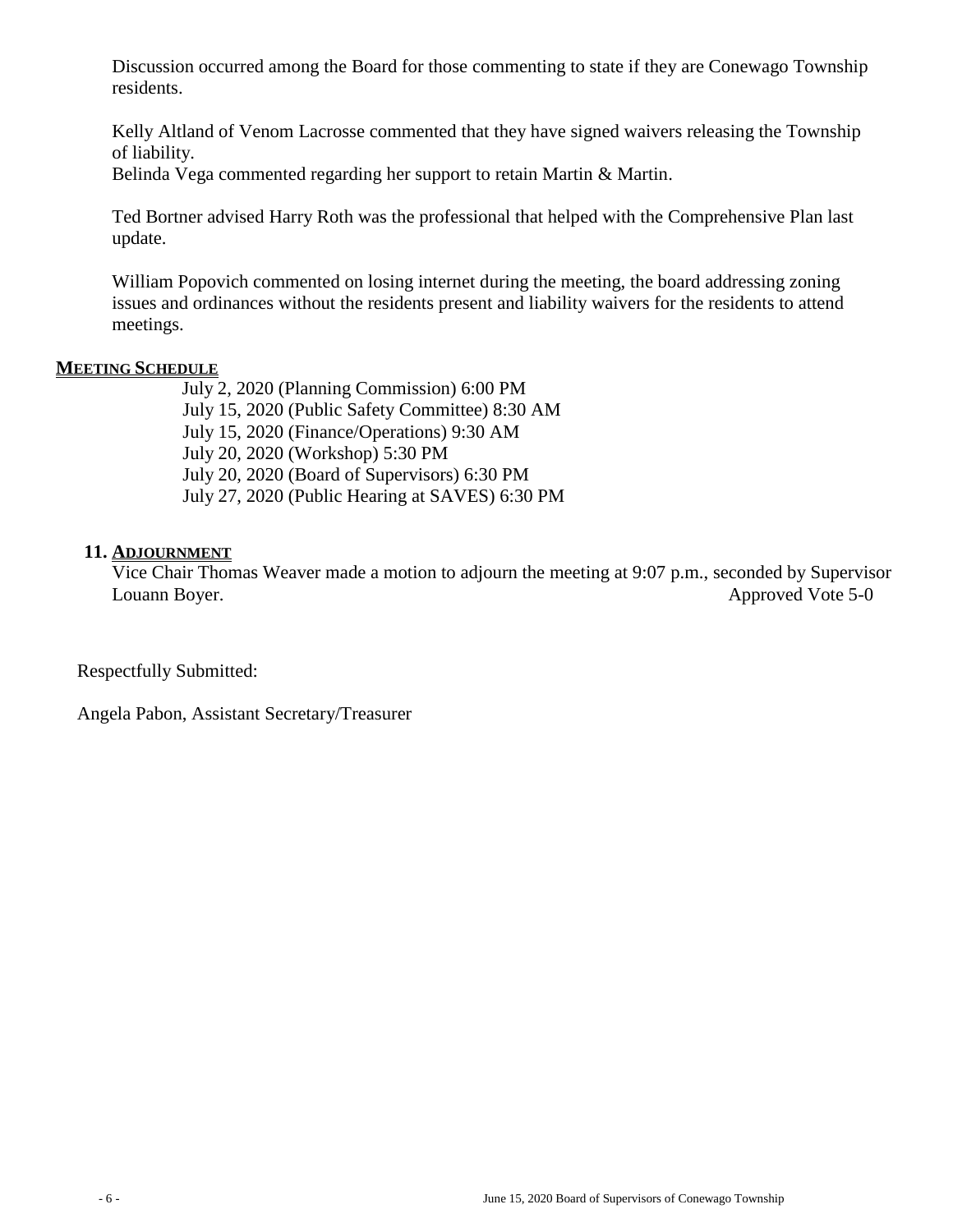Discussion occurred among the Board for those commenting to state if they are Conewago Township residents.

Kelly Altland of Venom Lacrosse commented that they have signed waivers releasing the Township of liability.
Belinda Vega commented regarding her support to retain Martin & Martin.

Ted Bortner advised Harry Roth was the professional that helped with the Comprehensive Plan last update.

William Popovich commented on losing internet during the meeting, the board addressing zoning issues and ordinances without the residents present and liability waivers for the residents to attend meetings.

## MEETING SCHEDULE

July 2, 2020 (Planning Commission) 6:00 PM
July 15, 2020 (Public Safety Committee) 8:30 AM
July 15, 2020 (Finance/Operations) 9:30 AM
July 20, 2020 (Workshop) 5:30 PM
July 20, 2020 (Board of Supervisors) 6:30 PM
July 27, 2020 (Public Hearing at SAVES) 6:30 PM

## 11. ADJOURNMENT

Vice Chair Thomas Weaver made a motion to adjourn the meeting at 9:07 p.m., seconded by Supervisor Louann Boyer. Approved Vote 5-0

Respectfully Submitted:

Angela Pabon, Assistant Secretary/Treasurer